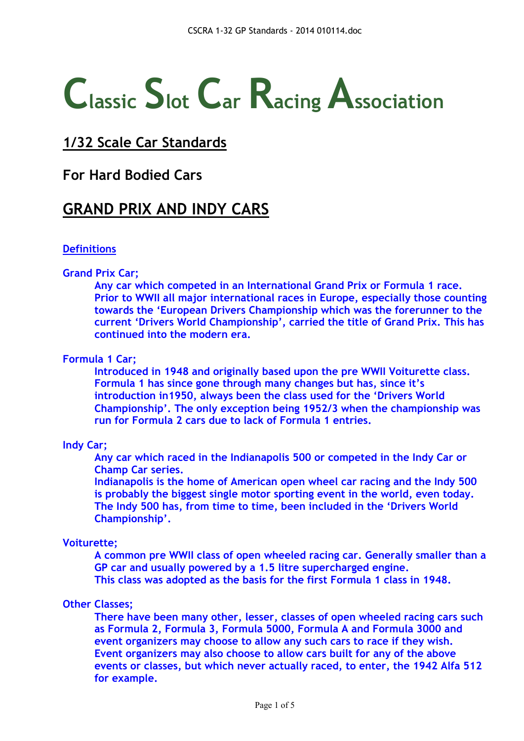# Classic Slot Car Racing Association

## 1/32 Scale Car Standards

## For Hard Bodied Cars

## GRAND PRIX AND INDY CARS

### Definitions

**Grand Prix Car;**

**Any car which competed in an International Grand Prix or Formula 1 race. Prior to WWII all major international races in Europe, especially those counting towards the 'European Drivers Championship which was the forerunner to the current 'Drivers World Championship', carried the title of Grand Prix. This has continued into the modern era.**

**Formula 1 Car;**

**Introduced in 1948 and originally based upon the pre WWII Voiturette class. Formula 1 has since gone through many changes but has, since it's introduction in1950, always been the class used for the 'Drivers World Championship'. The only exception being 1952/3 when the championship was run for Formula 2 cars due to lack of Formula 1 entries.**

**Indy Car;**

**Any car which raced in the Indianapolis 500 or competed in the Indy Car or Champ Car series.**
**Indianapolis is the home of American open wheel car racing and the Indy 500 is probably the biggest single motor sporting event in the world, even today. The Indy 500 has, from time to time, been included in the 'Drivers World Championship'.**

**Voiturette;**

**A common pre WWII class of open wheeled racing car. Generally smaller than a GP car and usually powered by a 1.5 litre supercharged engine.**
**This class was adopted as the basis for the first Formula 1 class in 1948.**

**Other Classes;**

**There have been many other, lesser, classes of open wheeled racing cars such as Formula 2, Formula 3, Formula 5000, Formula A and Formula 3000 and event organizers may choose to allow any such cars to race if they wish. Event organizers may also choose to allow cars built for any of the above events or classes, but which never actually raced, to enter, the 1942 Alfa 512 for example.**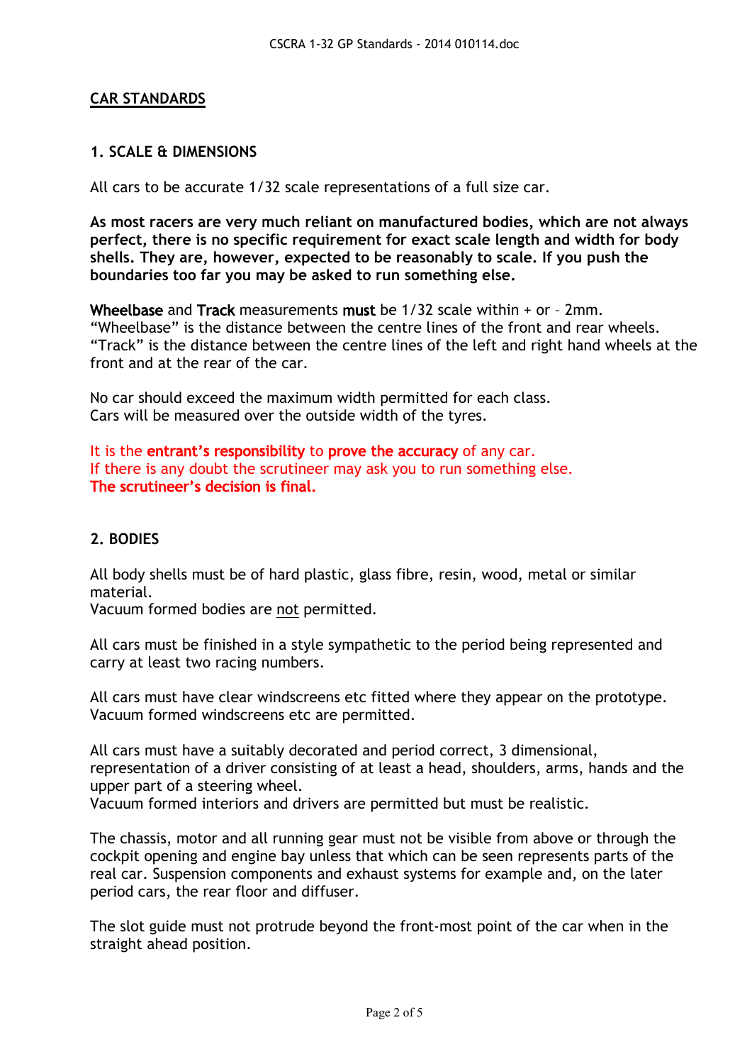## CAR STANDARDS

### 1. SCALE & DIMENSIONS

All cars to be accurate 1/32 scale representations of a full size car.

**As most racers are very much reliant on manufactured bodies, which are not always perfect, there is no specific requirement for exact scale length and width for body shells. They are, however, expected to be reasonably to scale. If you push the boundaries too far you may be asked to run something else.**

**Wheelbase** and **Track** measurements **must** be 1/32 scale within + or – 2mm.
"Wheelbase" is the distance between the centre lines of the front and rear wheels.
"Track" is the distance between the centre lines of the left and right hand wheels at the front and at the rear of the car.

No car should exceed the maximum width permitted for each class.
Cars will be measured over the outside width of the tyres.

It is the **entrant's responsibility** to **prove the accuracy** of any car.
If there is any doubt the scrutineer may ask you to run something else.
**The scrutineer's decision is final.**

### 2. BODIES

All body shells must be of hard plastic, glass fibre, resin, wood, metal or similar material.
Vacuum formed bodies are not permitted.

All cars must be finished in a style sympathetic to the period being represented and carry at least two racing numbers.

All cars must have clear windscreens etc fitted where they appear on the prototype.
Vacuum formed windscreens etc are permitted.

All cars must have a suitably decorated and period correct, 3 dimensional, representation of a driver consisting of at least a head, shoulders, arms, hands and the upper part of a steering wheel.
Vacuum formed interiors and drivers are permitted but must be realistic.

The chassis, motor and all running gear must not be visible from above or through the cockpit opening and engine bay unless that which can be seen represents parts of the real car. Suspension components and exhaust systems for example and, on the later period cars, the rear floor and diffuser.

The slot guide must not protrude beyond the front-most point of the car when in the straight ahead position.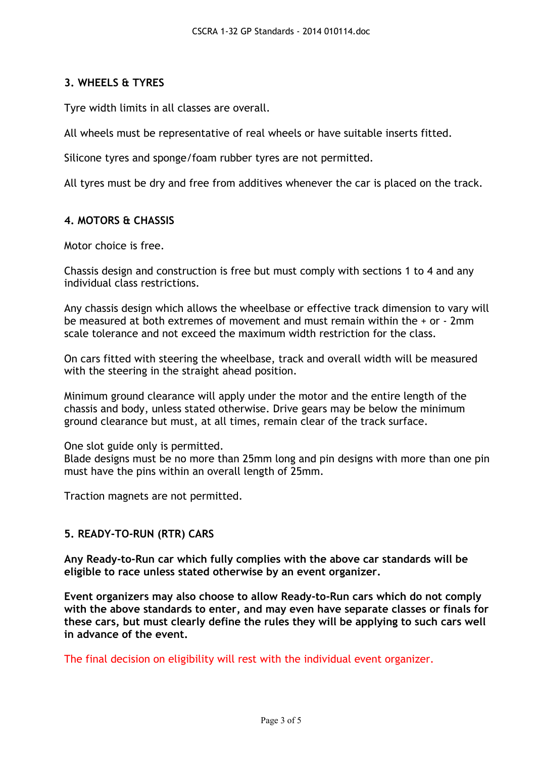## 3. WHEELS & TYRES

Tyre width limits in all classes are overall.

All wheels must be representative of real wheels or have suitable inserts fitted.

Silicone tyres and sponge/foam rubber tyres are not permitted.

All tyres must be dry and free from additives whenever the car is placed on the track.

## 4. MOTORS & CHASSIS

Motor choice is free.

Chassis design and construction is free but must comply with sections 1 to 4 and any individual class restrictions.

Any chassis design which allows the wheelbase or effective track dimension to vary will be measured at both extremes of movement and must remain within the + or - 2mm scale tolerance and not exceed the maximum width restriction for the class.

On cars fitted with steering the wheelbase, track and overall width will be measured with the steering in the straight ahead position.

Minimum ground clearance will apply under the motor and the entire length of the chassis and body, unless stated otherwise. Drive gears may be below the minimum ground clearance but must, at all times, remain clear of the track surface.

One slot guide only is permitted.
Blade designs must be no more than 25mm long and pin designs with more than one pin must have the pins within an overall length of 25mm.

Traction magnets are not permitted.

## 5. READY-TO-RUN (RTR) CARS

**Any Ready-to-Run car which fully complies with the above car standards will be eligible to race unless stated otherwise by an event organizer.**

**Event organizers may also choose to allow Ready-to-Run cars which do not comply with the above standards to enter, and may even have separate classes or finals for these cars, but must clearly define the rules they will be applying to such cars well in advance of the event.**

The final decision on eligibility will rest with the individual event organizer.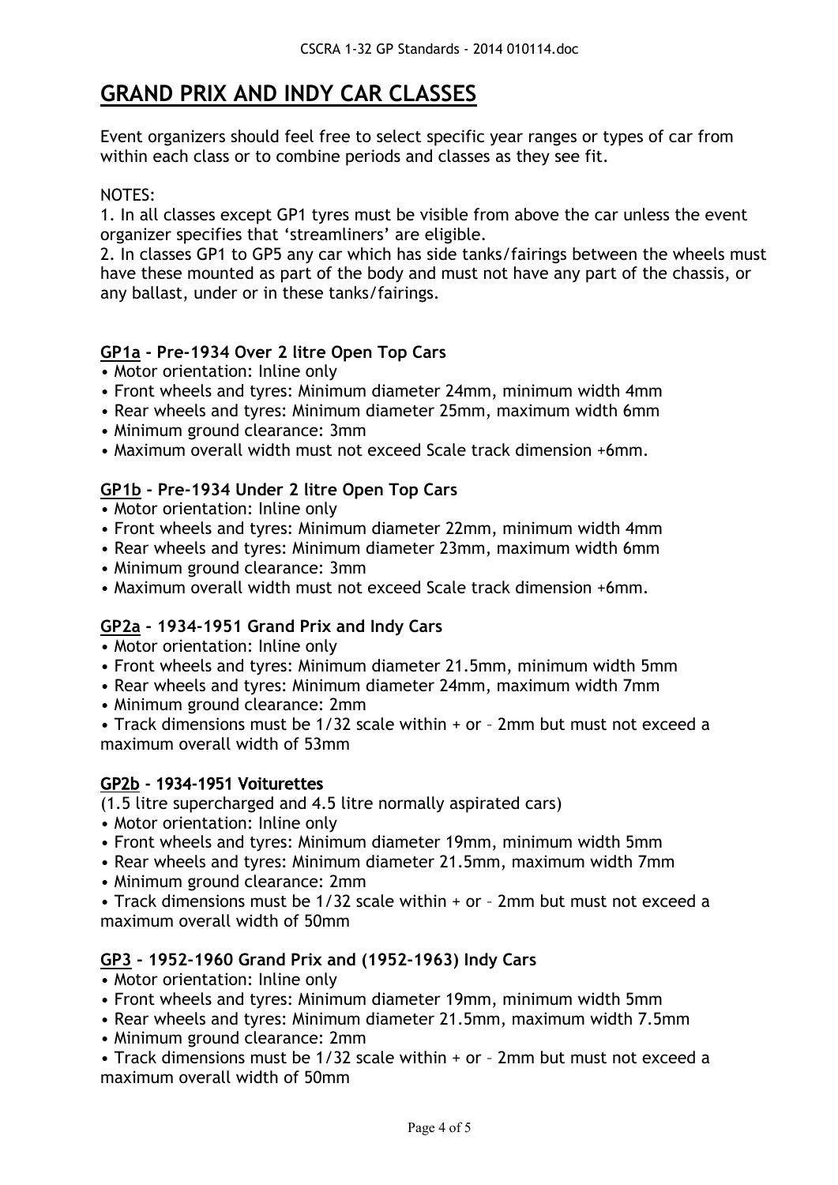# GRAND PRIX AND INDY CAR CLASSES

Event organizers should feel free to select specific year ranges or types of car from within each class or to combine periods and classes as they see fit.

NOTES:

1. In all classes except GP1 tyres must be visible from above the car unless the event organizer specifies that 'streamliners' are eligible.
2. In classes GP1 to GP5 any car which has side tanks/fairings between the wheels must have these mounted as part of the body and must not have any part of the chassis, or any ballast, under or in these tanks/fairings.

### GP1a - Pre-1934 Over 2 litre Open Top Cars

- Motor orientation: Inline only
- Front wheels and tyres: Minimum diameter 24mm, minimum width 4mm
- Rear wheels and tyres: Minimum diameter 25mm, maximum width 6mm
- Minimum ground clearance: 3mm
- Maximum overall width must not exceed Scale track dimension +6mm.

### GP1b - Pre-1934 Under 2 litre Open Top Cars

- Motor orientation: Inline only
- Front wheels and tyres: Minimum diameter 22mm, minimum width 4mm
- Rear wheels and tyres: Minimum diameter 23mm, maximum width 6mm
- Minimum ground clearance: 3mm
- Maximum overall width must not exceed Scale track dimension +6mm.

### GP2a - 1934-1951 Grand Prix and Indy Cars

- Motor orientation: Inline only
- Front wheels and tyres: Minimum diameter 21.5mm, minimum width 5mm
- Rear wheels and tyres: Minimum diameter 24mm, maximum width 7mm
- Minimum ground clearance: 2mm
- Track dimensions must be 1/32 scale within + or – 2mm but must not exceed a maximum overall width of 53mm

### GP2b - 1934-1951 Voiturettes

(1.5 litre supercharged and 4.5 litre normally aspirated cars)

- Motor orientation: Inline only
- Front wheels and tyres: Minimum diameter 19mm, minimum width 5mm
- Rear wheels and tyres: Minimum diameter 21.5mm, maximum width 7mm
- Minimum ground clearance: 2mm
- Track dimensions must be 1/32 scale within + or – 2mm but must not exceed a maximum overall width of 50mm

### GP3 - 1952-1960 Grand Prix and (1952-1963) Indy Cars

- Motor orientation: Inline only
- Front wheels and tyres: Minimum diameter 19mm, minimum width 5mm
- Rear wheels and tyres: Minimum diameter 21.5mm, maximum width 7.5mm
- Minimum ground clearance: 2mm
- Track dimensions must be 1/32 scale within + or – 2mm but must not exceed a maximum overall width of 50mm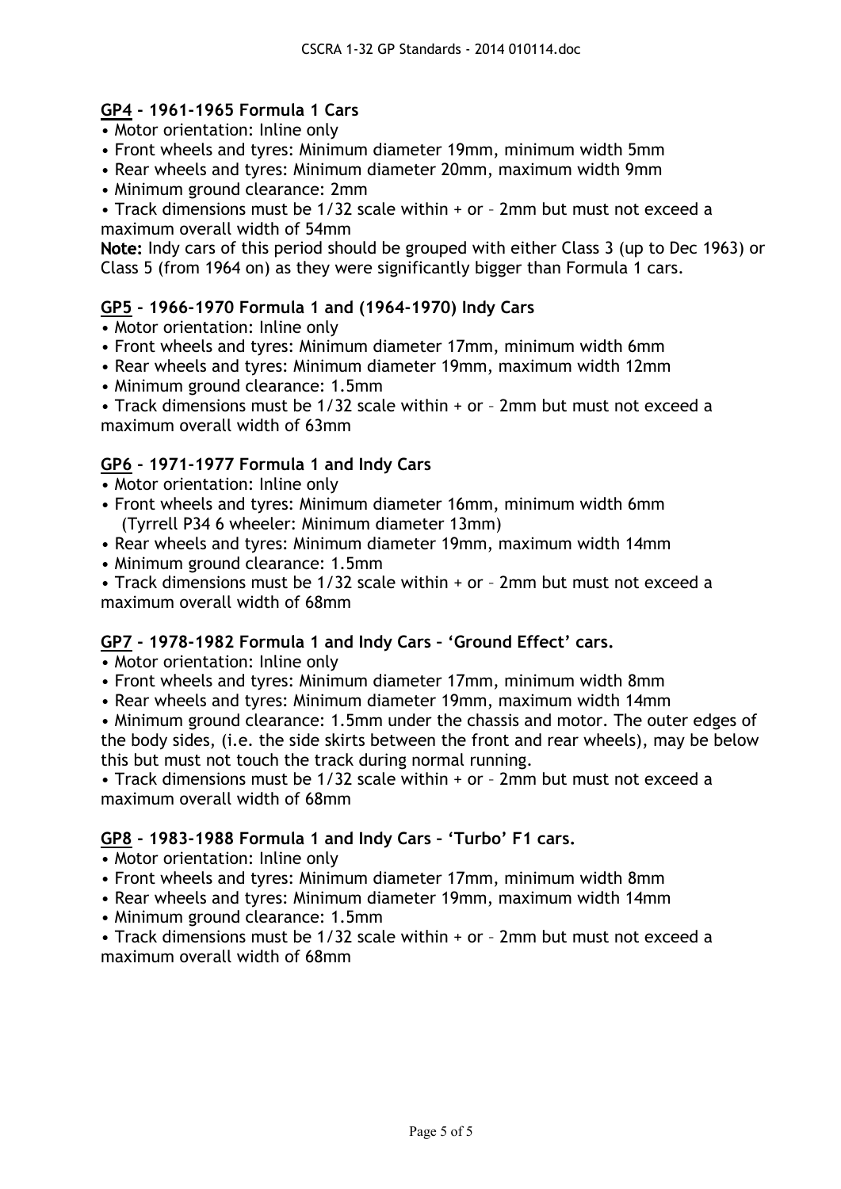## <u>GP4</u> - 1961-1965 Formula 1 Cars

- Motor orientation: Inline only
- Front wheels and tyres: Minimum diameter 19mm, minimum width 5mm
- Rear wheels and tyres: Minimum diameter 20mm, maximum width 9mm
- Minimum ground clearance: 2mm
- Track dimensions must be 1/32 scale within + or – 2mm but must not exceed a maximum overall width of 54mm

**Note:** Indy cars of this period should be grouped with either Class 3 (up to Dec 1963) or Class 5 (from 1964 on) as they were significantly bigger than Formula 1 cars.

## <u>GP5</u> - 1966-1970 Formula 1 and (1964-1970) Indy Cars

- Motor orientation: Inline only
- Front wheels and tyres: Minimum diameter 17mm, minimum width 6mm
- Rear wheels and tyres: Minimum diameter 19mm, maximum width 12mm
- Minimum ground clearance: 1.5mm
- Track dimensions must be 1/32 scale within + or – 2mm but must not exceed a maximum overall width of 63mm

## <u>GP6</u> - 1971-1977 Formula 1 and Indy Cars

- Motor orientation: Inline only
- Front wheels and tyres: Minimum diameter 16mm, minimum width 6mm
  (Tyrrell P34 6 wheeler: Minimum diameter 13mm)
- Rear wheels and tyres: Minimum diameter 19mm, maximum width 14mm
- Minimum ground clearance: 1.5mm
- Track dimensions must be 1/32 scale within + or – 2mm but must not exceed a maximum overall width of 68mm

## <u>GP7</u> - 1978-1982 Formula 1 and Indy Cars – 'Ground Effect' cars.

- Motor orientation: Inline only
- Front wheels and tyres: Minimum diameter 17mm, minimum width 8mm
- Rear wheels and tyres: Minimum diameter 19mm, maximum width 14mm
- Minimum ground clearance: 1.5mm under the chassis and motor. The outer edges of the body sides, (i.e. the side skirts between the front and rear wheels), may be below this but must not touch the track during normal running.
- Track dimensions must be 1/32 scale within + or – 2mm but must not exceed a maximum overall width of 68mm

## <u>GP8</u> - 1983-1988 Formula 1 and Indy Cars – 'Turbo' F1 cars.

- Motor orientation: Inline only
- Front wheels and tyres: Minimum diameter 17mm, minimum width 8mm
- Rear wheels and tyres: Minimum diameter 19mm, maximum width 14mm
- Minimum ground clearance: 1.5mm
- Track dimensions must be 1/32 scale within + or – 2mm but must not exceed a maximum overall width of 68mm